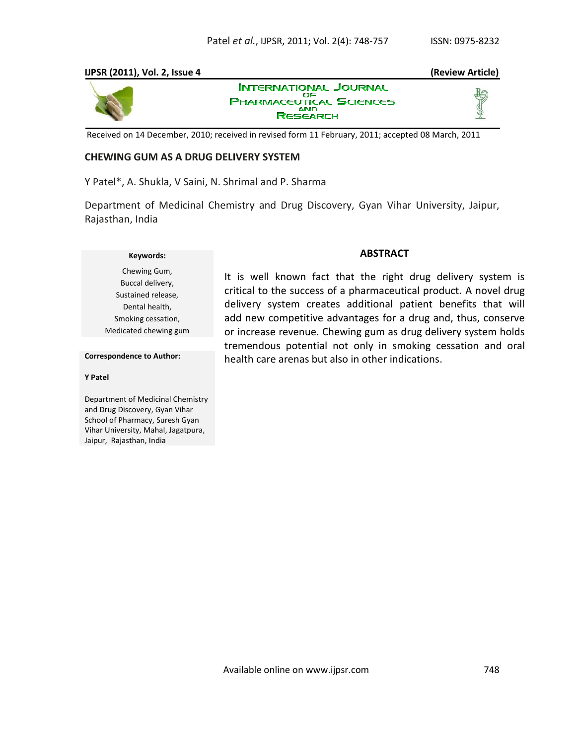IJPSR (2011), Vol. 2, Issue 4 **(Review Article)**

INTERNATIONAL JOURNAL OF PHARMACEUTICAL SCIENCES AND RESEARCH

Received on 14 December, 2010; received in revised form 11 February, 2011; accepted 08 March, 2011

# CHEWING GUM AS A DRUG DELIVERY SYSTEM

Y Patel*, A. Shukla, V Saini, N. Shrimal and P. Sharma

Department of Medicinal Chemistry and Drug Discovery, Gyan Vihar University, Jaipur, Rajasthan, India

**Keywords:**

Chewing Gum,
Buccal delivery,
Sustained release,
Dental health,
Smoking cessation,
Medicated chewing gum

**Correspondence to Author:**

**Y Patel**

Department of Medicinal Chemistry and Drug Discovery, Gyan Vihar School of Pharmacy, Suresh Gyan Vihar University, Mahal, Jagatpura, Jaipur, Rajasthan, India

## ABSTRACT

It is well known fact that the right drug delivery system is critical to the success of a pharmaceutical product. A novel drug delivery system creates additional patient benefits that will add new competitive advantages for a drug and, thus, conserve or increase revenue. Chewing gum as drug delivery system holds tremendous potential not only in smoking cessation and oral health care arenas but also in other indications.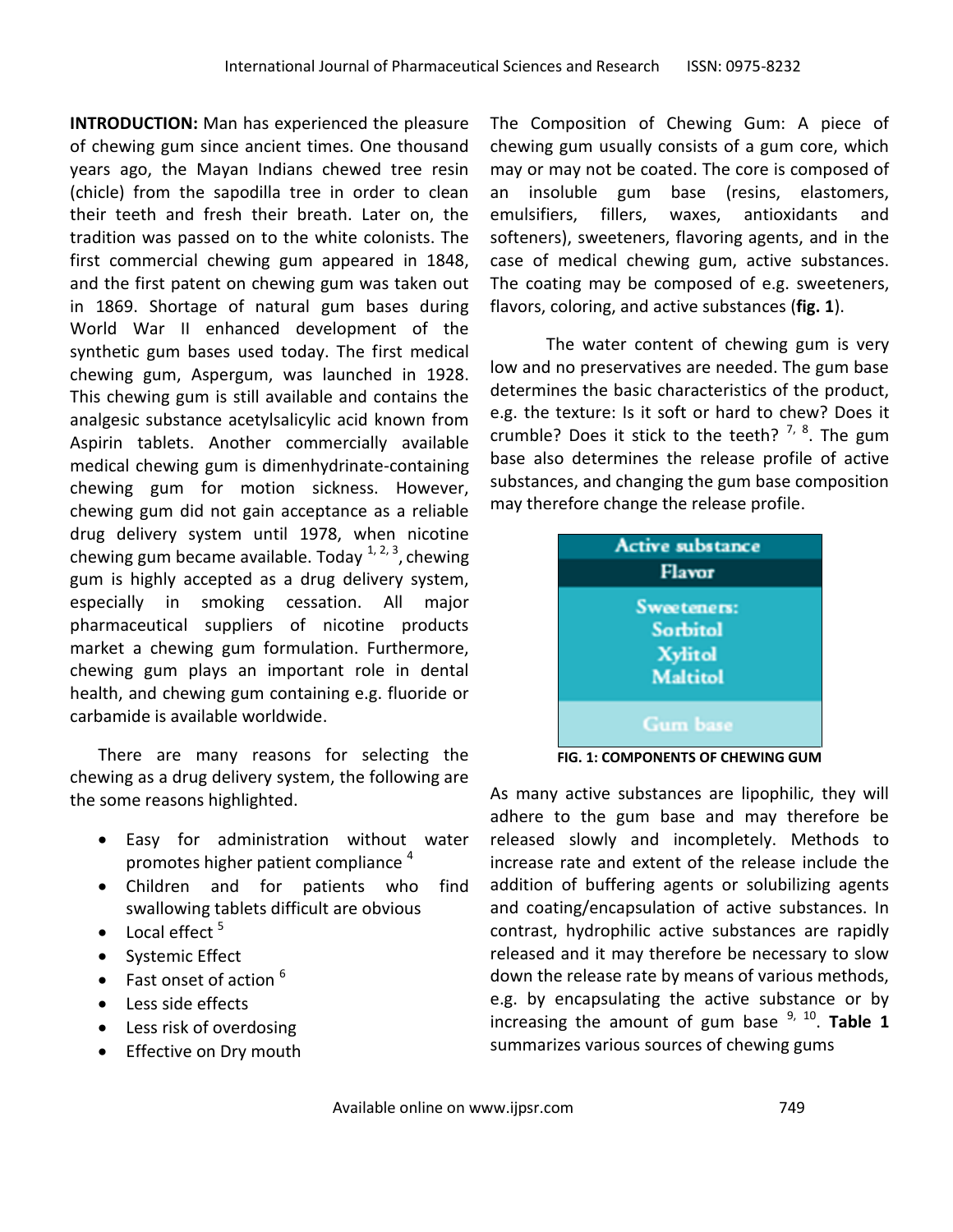**INTRODUCTION:** Man has experienced the pleasure of chewing gum since ancient times. One thousand years ago, the Mayan Indians chewed tree resin (chicle) from the sapodilla tree in order to clean their teeth and fresh their breath. Later on, the tradition was passed on to the white colonists. The first commercial chewing gum appeared in 1848, and the first patent on chewing gum was taken out in 1869. Shortage of natural gum bases during World War II enhanced development of the synthetic gum bases used today. The first medical chewing gum, Aspergum, was launched in 1928. This chewing gum is still available and contains the analgesic substance acetylsalicylic acid known from Aspirin tablets. Another commercially available medical chewing gum is dimenhydrinate-containing chewing gum for motion sickness. However, chewing gum did not gain acceptance as a reliable drug delivery system until 1978, when nicotine chewing gum became available. Today [1, 2, 3], chewing gum is highly accepted as a drug delivery system, especially in smoking cessation. All major pharmaceutical suppliers of nicotine products market a chewing gum formulation. Furthermore, chewing gum plays an important role in dental health, and chewing gum containing e.g. fluoride or carbamide is available worldwide.

There are many reasons for selecting the chewing as a drug delivery system, the following are the some reasons highlighted.

- Easy for administration without water promotes higher patient compliance [4]
- Children and for patients who find swallowing tablets difficult are obvious
- Local effect [5]
- Systemic Effect
- Fast onset of action [6]
- Less side effects
- Less risk of overdosing
- Effective on Dry mouth

The Composition of Chewing Gum: A piece of chewing gum usually consists of a gum core, which may or may not be coated. The core is composed of an insoluble gum base (resins, elastomers, emulsifiers, fillers, waxes, antioxidants and softeners), sweeteners, flavoring agents, and in the case of medical chewing gum, active substances. The coating may be composed of e.g. sweeteners, flavors, coloring, and active substances (**fig. 1**).

The water content of chewing gum is very low and no preservatives are needed. The gum base determines the basic characteristics of the product, e.g. the texture: Is it soft or hard to chew? Does it crumble? Does it stick to the teeth? [7, 8]. The gum base also determines the release profile of active substances, and changing the gum base composition may therefore change the release profile.

| Active substance |
| --- |
| Flavor |
| Sweeteners: Sorbitol Xylitol Maltitol |
| Gum base |

**FIG. 1: COMPONENTS OF CHEWING GUM**

As many active substances are lipophilic, they will adhere to the gum base and may therefore be released slowly and incompletely. Methods to increase rate and extent of the release include the addition of buffering agents or solubilizing agents and coating/encapsulation of active substances. In contrast, hydrophilic active substances are rapidly released and it may therefore be necessary to slow down the release rate by means of various methods, e.g. by encapsulating the active substance or by increasing the amount of gum base [9, 10]. **Table 1** summarizes various sources of chewing gums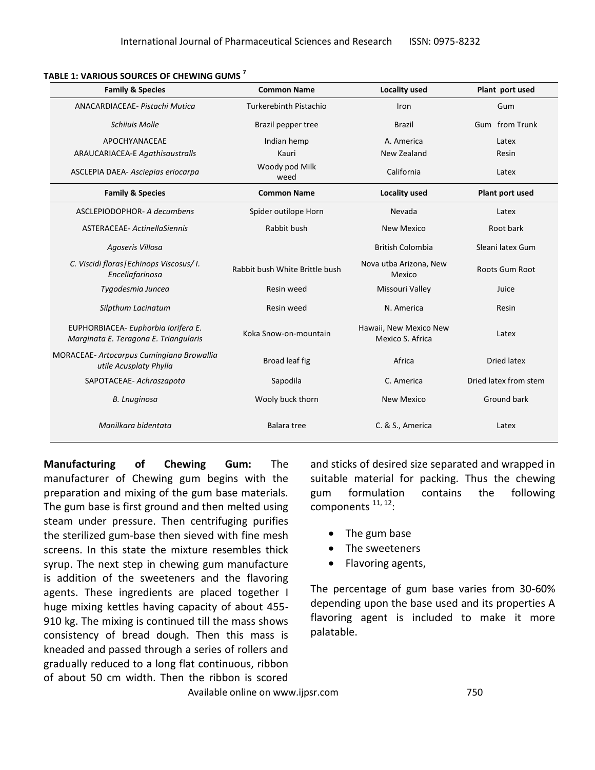**TABLE 1: VARIOUS SOURCES OF CHEWING GUMS [7]**

| Family & Species | Common Name | Locality used | Plant port used |
|---|---|---|---|
| ANACARDIACEAE- *Pistachi Mutica* | Turkerebinth Pistachio | Iron | Gum |
| *Schiiuis Molle* | Brazil pepper tree | Brazil | Gum from Trunk |
| APOCHYANACEAE | Indian hemp | A. America | Latex |
| ARAUCARIACEA-E *Agathisaustralls* | Kauri | New Zealand | Resin |
| ASCLEPIA DAEA- *Asciepias eriocarpa* | Woody pod Milk weed | California | Latex |
| **Family & Species** | **Common Name** | **Locality used** | **Plant port used** |
| ASCLEPIODOPHOR- *A decumbens* | Spider outilope Horn | Nevada | Latex |
| ASTERACEAE- *ActinellaSiennis* | Rabbit bush | New Mexico | Root bark |
| *Agoseris Villosa* | | British Colombia | Sleani latex Gum |
| *C. Viscidi floras\|Echinops Viscosus/ I. Enceliafarinosa* | Rabbit bush White Brittle bush | Nova utba Arizona, New Mexico | Roots Gum Root |
| *Tygodesmia Juncea* | Resin weed | Missouri Valley | Juice |
| *Silpthum Lacinatum* | Resin weed | N. America | Resin |
| EUPHORBIACEA- *Euphorbia Iorifera E. Marginata E. Teragona E. Triangularis* | Koka Snow-on-mountain | Hawaii, New Mexico New Mexico S. Africa | Latex |
| MORACEAE- *Artocarpus Cumingiana Browallia utile Acusplaty Phylla* | Broad leaf fig | Africa | Dried latex |
| SAPOTACEAE- *Achraszapota* | Sapodila | C. America | Dried latex from stem |
| *B. Lnuginosa* | Wooly buck thorn | New Mexico | Ground bark |
| *Manilkara bidentata* | Balara tree | C. & S., America | Latex |

**Manufacturing of Chewing Gum:** The manufacturer of Chewing gum begins with the preparation and mixing of the gum base materials. The gum base is first ground and then melted using steam under pressure. Then centrifuging purifies the sterilized gum-base then sieved with fine mesh screens. In this state the mixture resembles thick syrup. The next step in chewing gum manufacture is addition of the sweeteners and the flavoring agents. These ingredients are placed together I huge mixing kettles having capacity of about 455-910 kg. The mixing is continued till the mass shows consistency of bread dough. Then this mass is kneaded and passed through a series of rollers and gradually reduced to a long flat continuous, ribbon of about 50 cm width. Then the ribbon is scored and sticks of desired size separated and wrapped in suitable material for packing. Thus the chewing gum formulation contains the following components [11, 12]:

- The gum base
- The sweeteners
- Flavoring agents,

The percentage of gum base varies from 30-60% depending upon the base used and its properties A flavoring agent is included to make it more palatable.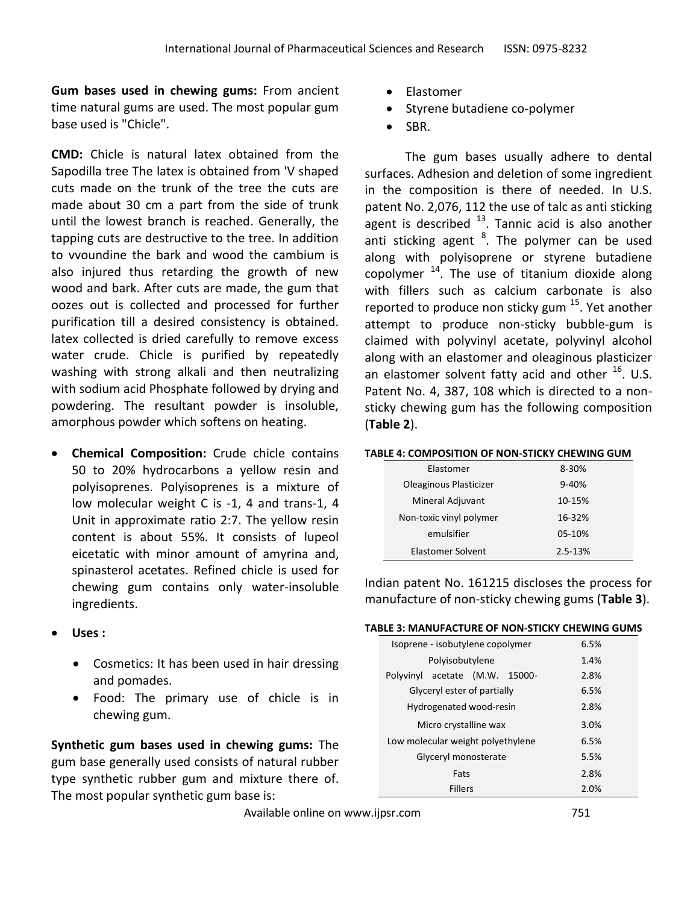**Gum bases used in chewing gums:** From ancient time natural gums are used. The most popular gum base used is "Chicle".

**CMD:** Chicle is natural latex obtained from the Sapodilla tree The latex is obtained from 'V shaped cuts made on the trunk of the tree the cuts are made about 30 cm a part from the side of trunk until the lowest branch is reached. Generally, the tapping cuts are destructive to the tree. In addition to vvoundine the bark and wood the cambium is also injured thus retarding the growth of new wood and bark. After cuts are made, the gum that oozes out is collected and processed for further purification till a desired consistency is obtained. latex collected is dried carefully to remove excess water crude. Chicle is purified by repeatedly washing with strong alkali and then neutralizing with sodium acid Phosphate followed by drying and powdering. The resultant powder is insoluble, amorphous powder which softens on heating.

- **Chemical Composition:** Crude chicle contains 50 to 20% hydrocarbons a yellow resin and polyisoprenes. Polyisoprenes is a mixture of low molecular weight C is -1, 4 and trans-1, 4 Unit in approximate ratio 2:7. The yellow resin content is about 55%. It consists of lupeol eicetatic with minor amount of amyrina and, spinasterol acetates. Refined chicle is used for chewing gum contains only water-insoluble ingredients.
- **Uses :**
  - Cosmetics: It has been used in hair dressing and pomades.
  - Food: The primary use of chicle is in chewing gum.

**Synthetic gum bases used in chewing gums:** The gum base generally used consists of natural rubber type synthetic rubber gum and mixture there of. The most popular synthetic gum base is:

- Elastomer
- Styrene butadiene co-polymer
- SBR.

The gum bases usually adhere to dental surfaces. Adhesion and deletion of some ingredient in the composition is there of needed. In U.S. patent No. 2,076, 112 the use of talc as anti sticking agent is described [13]. Tannic acid is also another anti sticking agent [8]. The polymer can be used along with polyisoprene or styrene butadiene copolymer [14]. The use of titanium dioxide along with fillers such as calcium carbonate is also reported to produce non sticky gum [15]. Yet another attempt to produce non-sticky bubble-gum is claimed with polyvinyl acetate, polyvinyl alcohol along with an elastomer and oleaginous plasticizer an elastomer solvent fatty acid and other [16]. U.S. Patent No. 4, 387, 108 which is directed to a non-sticky chewing gum has the following composition (**Table 2**).

**TABLE 4: COMPOSITION OF NON-STICKY CHEWING GUM**

| | |
|---|---|
| Elastomer | 8-30% |
| Oleaginous Plasticizer | 9-40% |
| Mineral Adjuvant | 10-15% |
| Non-toxic vinyl polymer | 16-32% |
| emulsifier | 05-10% |
| Elastomer Solvent | 2.5-13% |

Indian patent No. 161215 discloses the process for manufacture of non-sticky chewing gums (**Table 3**).

**TABLE 3: MANUFACTURE OF NON-STICKY CHEWING GUMS**

| | |
|---|---|
| Isoprene - isobutylene copolymer | 6.5% |
| Polyisobutylene | 1.4% |
| Polyvinyl acetate (M.W. 15000- | 2.8% |
| Glyceryl ester of partially | 6.5% |
| Hydrogenated wood-resin | 2.8% |
| Micro crystalline wax | 3.0% |
| Low molecular weight polyethylene | 6.5% |
| Glyceryl monosterate | 5.5% |
| Fats | 2.8% |
| Fillers | 2.0% |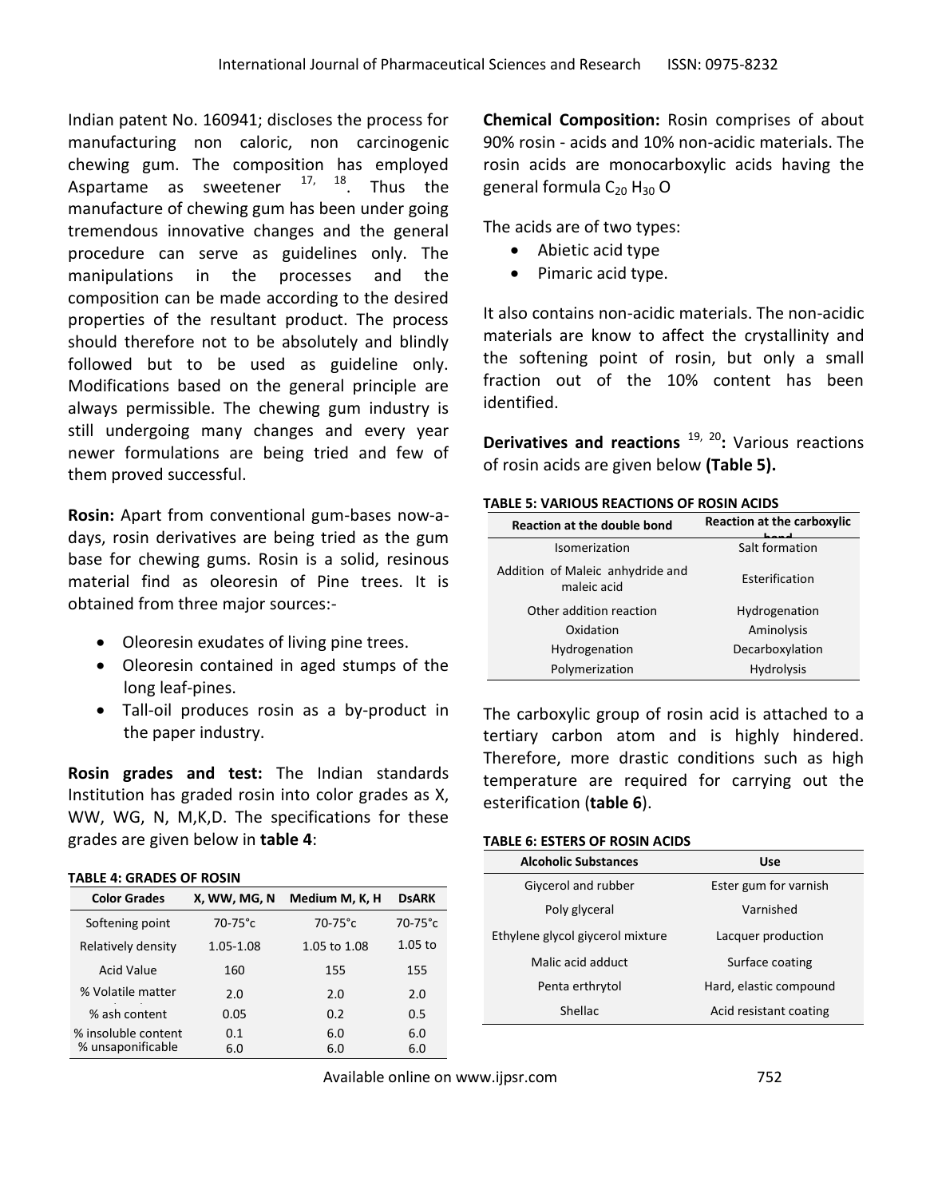Indian patent No. 160941; discloses the process for manufacturing non caloric, non carcinogenic chewing gum. The composition has employed Aspartame as sweetener [17, 18]. Thus the manufacture of chewing gum has been under going tremendous innovative changes and the general procedure can serve as guidelines only. The manipulations in the processes and the composition can be made according to the desired properties of the resultant product. The process should therefore not to be absolutely and blindly followed but to be used as guideline only. Modifications based on the general principle are always permissible. The chewing gum industry is still undergoing many changes and every year newer formulations are being tried and few of them proved successful.

**Rosin:** Apart from conventional gum-bases now-a-days, rosin derivatives are being tried as the gum base for chewing gums. Rosin is a solid, resinous material find as oleoresin of Pine trees. It is obtained from three major sources:-

- Oleoresin exudates of living pine trees.
- Oleoresin contained in aged stumps of the long leaf-pines.
- Tall-oil produces rosin as a by-product in the paper industry.

**Rosin grades and test:** The Indian standards Institution has graded rosin into color grades as X, WW, WG, N, M,K,D. The specifications for these grades are given below in **table 4**:

**TABLE 4: GRADES OF ROSIN**

| Color Grades | X, WW, MG, N | Medium M, K, H | DsARK |
|---|---|---|---|
| Softening point | 70-75°c | 70-75°c | 70-75°c |
| Relatively density | 1.05-1.08 | 1.05 to 1.08 | 1.05 to |
| Acid Value | 160 | 155 | 155 |
| % Volatile matter | 2.0 | 2.0 | 2.0 |
| % ash content | 0.05 | 0.2 | 0.5 |
| % insoluble content | 0.1 | 6.0 | 6.0 |
| % unsaponificable | 6.0 | 6.0 | 6.0 |

**Chemical Composition:** Rosin comprises of about 90% rosin - acids and 10% non-acidic materials. The rosin acids are monocarboxylic acids having the general formula $C_{20}H_{30}O$

The acids are of two types:

- Abietic acid type
- Pimaric acid type.

It also contains non-acidic materials. The non-acidic materials are know to affect the crystallinity and the softening point of rosin, but only a small fraction out of the 10% content has been identified.

**Derivatives and reactions** [19, 20]**:** Various reactions of rosin acids are given below **(Table 5).**

**TABLE 5: VARIOUS REACTIONS OF ROSIN ACIDS**

| Reaction at the double bond | Reaction at the carboxylic bond |
|---|---|
| Isomerization | Salt formation |
| Addition of Maleic anhydride and maleic acid | Esterification |
| Other addition reaction | Hydrogenation |
| Oxidation | Aminolysis |
| Hydrogenation | Decarboxylation |
| Polymerization | Hydrolysis |

The carboxylic group of rosin acid is attached to a tertiary carbon atom and is highly hindered. Therefore, more drastic conditions such as high temperature are required for carrying out the esterification (**table 6**).

**TABLE 6: ESTERS OF ROSIN ACIDS**

| Alcoholic Substances | Use |
|---|---|
| Giycerol and rubber | Ester gum for varnish |
| Poly glyceral | Varnished |
| Ethylene glycol giycerol mixture | Lacquer production |
| Malic acid adduct | Surface coating |
| Penta erthrytol | Hard, elastic compound |
| Shellac | Acid resistant coating |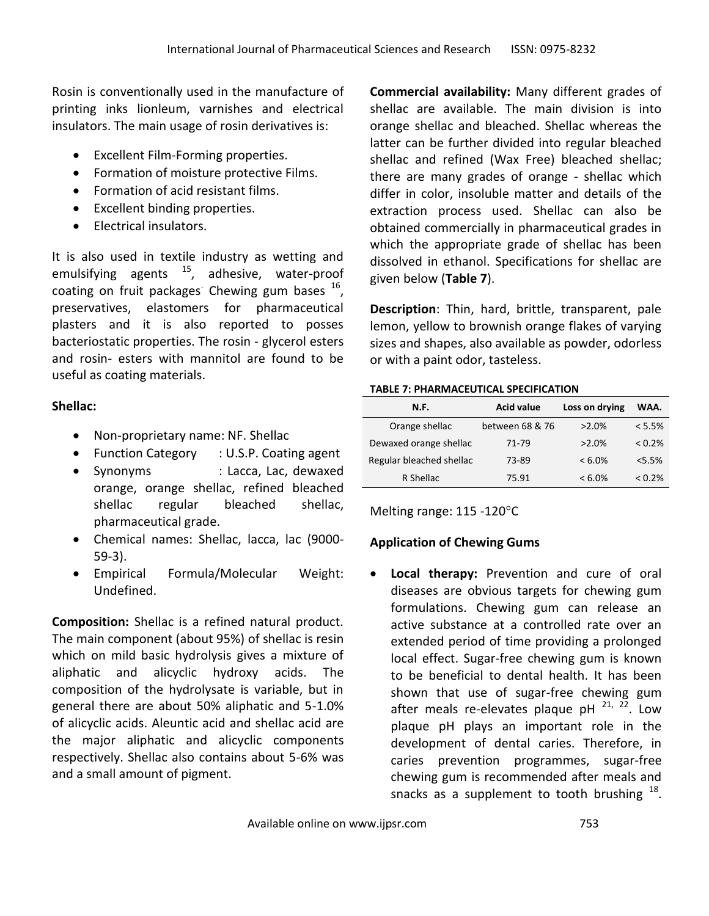Rosin is conventionally used in the manufacture of printing inks lionleum, varnishes and electrical insulators. The main usage of rosin derivatives is:

- Excellent Film-Forming properties.
- Formation of moisture protective Films.
- Formation of acid resistant films.
- Excellent binding properties.
- Electrical insulators.

It is also used in textile industry as wetting and emulsifying agents [15], adhesive, water-proof coating on fruit packages. Chewing gum bases [16], preservatives, elastomers for pharmaceutical plasters and it is also reported to posses bacteriostatic properties. The rosin - glycerol esters and rosin- esters with mannitol are found to be useful as coating materials.

**Shellac:**

- Non-proprietary name: NF. Shellac
- Function Category : U.S.P. Coating agent
- Synonyms : Lacca, Lac, dewaxed orange, orange shellac, refined bleached shellac regular bleached shellac, pharmaceutical grade.
- Chemical names: Shellac, lacca, lac (9000-59-3).
- Empirical Formula/Molecular Weight: Undefined.

**Composition:** Shellac is a refined natural product. The main component (about 95%) of shellac is resin which on mild basic hydrolysis gives a mixture of aliphatic and alicyclic hydroxy acids. The composition of the hydrolysate is variable, but in general there are about 50% aliphatic and 5-1.0% of alicyclic acids. Aleuntic acid and shellac acid are the major aliphatic and alicyclic components respectively. Shellac also contains about 5-6% was and a small amount of pigment.

**Commercial availability:** Many different grades of shellac are available. The main division is into orange shellac and bleached. Shellac whereas the latter can be further divided into regular bleached shellac and refined (Wax Free) bleached shellac; there are many grades of orange - shellac which differ in color, insoluble matter and details of the extraction process used. Shellac can also be obtained commercially in pharmaceutical grades in which the appropriate grade of shellac has been dissolved in ethanol. Specifications for shellac are given below (**Table 7**).

**Description**: Thin, hard, brittle, transparent, pale lemon, yellow to brownish orange flakes of varying sizes and shapes, also available as powder, odorless or with a paint odor, tasteless.

**TABLE 7: PHARMACEUTICAL SPECIFICATION**

| N.F. | Acid value | Loss on drying | WAA. |
|---|---|---|---|
| Orange shellac | between 68 & 76 | >2.0% | < 5.5% |
| Dewaxed orange shellac | 71-79 | >2.0% | < 0.2% |
| Regular bleached shellac | 73-89 | < 6.0% | <5.5% |
| R Shellac | 75.91 | < 6.0% | < 0.2% |

Melting range: 115 -120°C

**Application of Chewing Gums**

- **Local therapy:** Prevention and cure of oral diseases are obvious targets for chewing gum formulations. Chewing gum can release an active substance at a controlled rate over an extended period of time providing a prolonged local effect. Sugar-free chewing gum is known to be beneficial to dental health. It has been shown that use of sugar-free chewing gum after meals re-elevates plaque pH [21, 22]. Low plaque pH plays an important role in the development of dental caries. Therefore, in caries prevention programmes, sugar-free chewing gum is recommended after meals and snacks as a supplement to tooth brushing [18].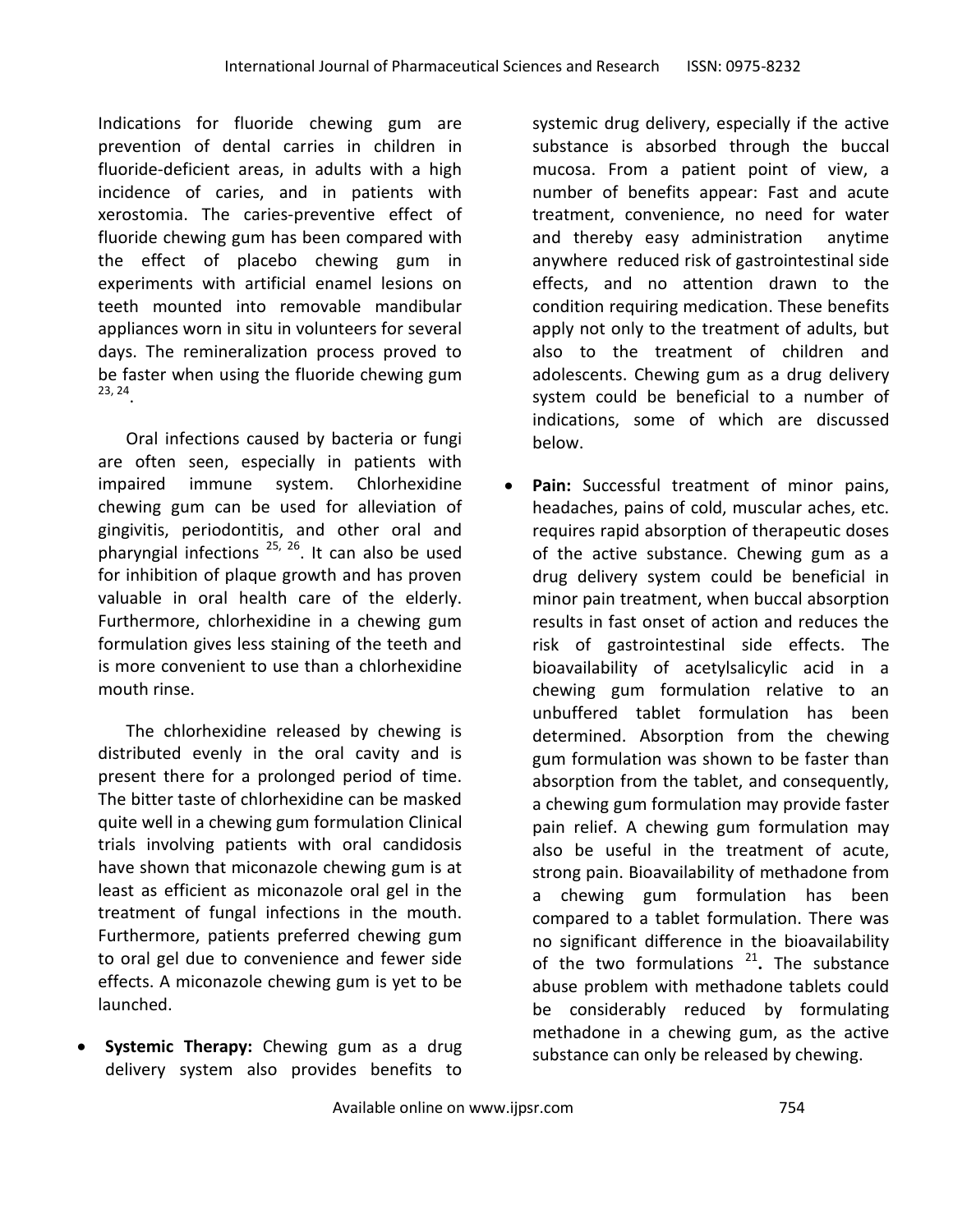Indications for fluoride chewing gum are prevention of dental carries in children in fluoride-deficient areas, in adults with a high incidence of caries, and in patients with xerostomia. The caries-preventive effect of fluoride chewing gum has been compared with the effect of placebo chewing gum in experiments with artificial enamel lesions on teeth mounted into removable mandibular appliances worn in situ in volunteers for several days. The remineralization process proved to be faster when using the fluoride chewing gum [23, 24].

Oral infections caused by bacteria or fungi are often seen, especially in patients with impaired immune system. Chlorhexidine chewing gum can be used for alleviation of gingivitis, periodontitis, and other oral and pharyngial infections [25, 26]. It can also be used for inhibition of plaque growth and has proven valuable in oral health care of the elderly. Furthermore, chlorhexidine in a chewing gum formulation gives less staining of the teeth and is more convenient to use than a chlorhexidine mouth rinse.

The chlorhexidine released by chewing is distributed evenly in the oral cavity and is present there for a prolonged period of time. The bitter taste of chlorhexidine can be masked quite well in a chewing gum formulation Clinical trials involving patients with oral candidosis have shown that miconazole chewing gum is at least as efficient as miconazole oral gel in the treatment of fungal infections in the mouth. Furthermore, patients preferred chewing gum to oral gel due to convenience and fewer side effects. A miconazole chewing gum is yet to be launched.

- **Systemic Therapy:** Chewing gum as a drug delivery system also provides benefits to systemic drug delivery, especially if the active substance is absorbed through the buccal mucosa. From a patient point of view, a number of benefits appear: Fast and acute treatment, convenience, no need for water and thereby easy administration anytime anywhere reduced risk of gastrointestinal side effects, and no attention drawn to the condition requiring medication. These benefits apply not only to the treatment of adults, but also to the treatment of children and adolescents. Chewing gum as a drug delivery system could be beneficial to a number of indications, some of which are discussed below.

- **Pain:** Successful treatment of minor pains, headaches, pains of cold, muscular aches, etc. requires rapid absorption of therapeutic doses of the active substance. Chewing gum as a drug delivery system could be beneficial in minor pain treatment, when buccal absorption results in fast onset of action and reduces the risk of gastrointestinal side effects. The bioavailability of acetylsalicylic acid in a chewing gum formulation relative to an unbuffered tablet formulation has been determined. Absorption from the chewing gum formulation was shown to be faster than absorption from the tablet, and consequently, a chewing gum formulation may provide faster pain relief. A chewing gum formulation may also be useful in the treatment of acute, strong pain. Bioavailability of methadone from a chewing gum formulation has been compared to a tablet formulation. There was no significant difference in the bioavailability of the two formulations [21]**.** The substance abuse problem with methadone tablets could be considerably reduced by formulating methadone in a chewing gum, as the active substance can only be released by chewing.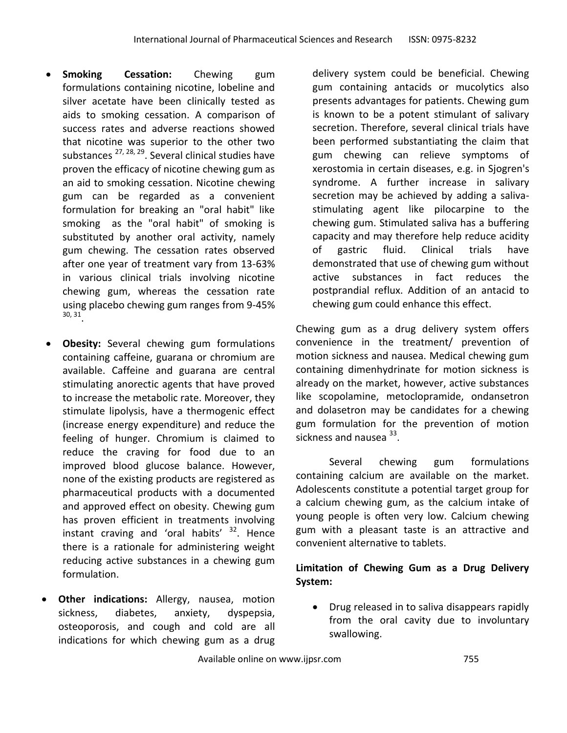- **Smoking Cessation:** Chewing gum formulations containing nicotine, lobeline and silver acetate have been clinically tested as aids to smoking cessation. A comparison of success rates and adverse reactions showed that nicotine was superior to the other two substances [27, 28, 29]. Several clinical studies have proven the efficacy of nicotine chewing gum as an aid to smoking cessation. Nicotine chewing gum can be regarded as a convenient formulation for breaking an "oral habit" like smoking as the "oral habit" of smoking is substituted by another oral activity, namely gum chewing. The cessation rates observed after one year of treatment vary from 13-63% in various clinical trials involving nicotine chewing gum, whereas the cessation rate using placebo chewing gum ranges from 9-45% [30, 31].

- **Obesity:** Several chewing gum formulations containing caffeine, guarana or chromium are available. Caffeine and guarana are central stimulating anorectic agents that have proved to increase the metabolic rate. Moreover, they stimulate lipolysis, have a thermogenic effect (increase energy expenditure) and reduce the feeling of hunger. Chromium is claimed to reduce the craving for food due to an improved blood glucose balance. However, none of the existing products are registered as pharmaceutical products with a documented and approved effect on obesity. Chewing gum has proven efficient in treatments involving instant craving and 'oral habits' [32]. Hence there is a rationale for administering weight reducing active substances in a chewing gum formulation.

- **Other indications:** Allergy, nausea, motion sickness, diabetes, anxiety, dyspepsia, osteoporosis, and cough and cold are all indications for which chewing gum as a drug delivery system could be beneficial. Chewing gum containing antacids or mucolytics also presents advantages for patients. Chewing gum is known to be a potent stimulant of salivary secretion. Therefore, several clinical trials have been performed substantiating the claim that gum chewing can relieve symptoms of xerostomia in certain diseases, e.g. in Sjogren's syndrome. A further increase in salivary secretion may be achieved by adding a saliva-stimulating agent like pilocarpine to the chewing gum. Stimulated saliva has a buffering capacity and may therefore help reduce acidity of gastric fluid. Clinical trials have demonstrated that use of chewing gum without active substances in fact reduces the postprandial reflux. Addition of an antacid to chewing gum could enhance this effect.

Chewing gum as a drug delivery system offers convenience in the treatment/ prevention of motion sickness and nausea. Medical chewing gum containing dimenhydrinate for motion sickness is already on the market, however, active substances like scopolamine, metoclopramide, ondansetron and dolasetron may be candidates for a chewing gum formulation for the prevention of motion sickness and nausea [33].

Several chewing gum formulations containing calcium are available on the market. Adolescents constitute a potential target group for a calcium chewing gum, as the calcium intake of young people is often very low. Calcium chewing gum with a pleasant taste is an attractive and convenient alternative to tablets.

**Limitation of Chewing Gum as a Drug Delivery System:**

- Drug released in to saliva disappears rapidly from the oral cavity due to involuntary swallowing.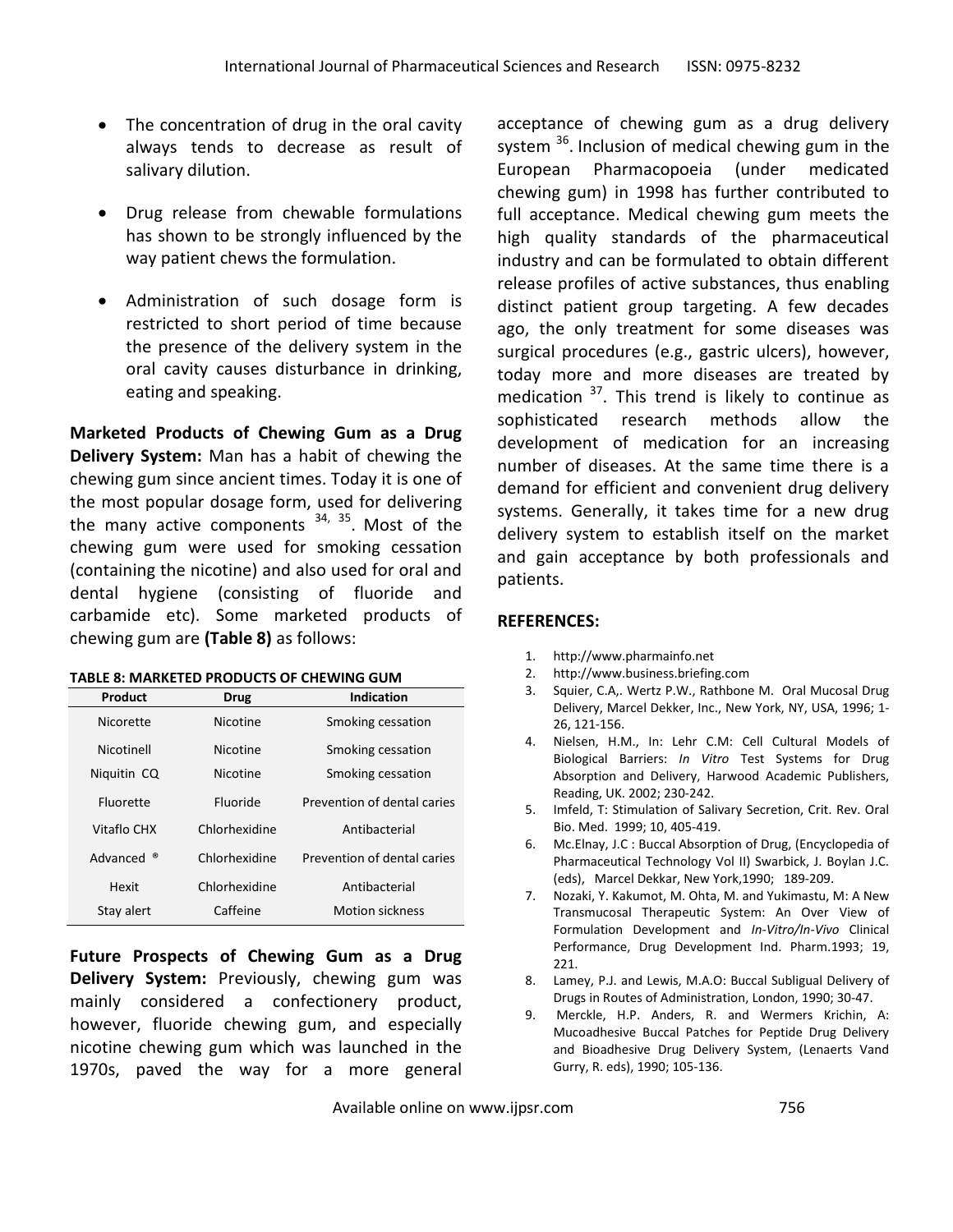- The concentration of drug in the oral cavity always tends to decrease as result of salivary dilution.
- Drug release from chewable formulations has shown to be strongly influenced by the way patient chews the formulation.
- Administration of such dosage form is restricted to short period of time because the presence of the delivery system in the oral cavity causes disturbance in drinking, eating and speaking.

**Marketed Products of Chewing Gum as a Drug Delivery System:** Man has a habit of chewing the chewing gum since ancient times. Today it is one of the most popular dosage form, used for delivering the many active components [34, 35]. Most of the chewing gum were used for smoking cessation (containing the nicotine) and also used for oral and dental hygiene (consisting of fluoride and carbamide etc). Some marketed products of chewing gum are **(Table 8)** as follows:

**TABLE 8: MARKETED PRODUCTS OF CHEWING GUM**

| Product | Drug | Indication |
|---|---|---|
| Nicorette | Nicotine | Smoking cessation |
| Nicotinell | Nicotine | Smoking cessation |
| Niquitin CQ | Nicotine | Smoking cessation |
| Fluorette | Fluoride | Prevention of dental caries |
| Vitaflo CHX | Chlorhexidine | Antibacterial |
| Advanced ® | Chlorhexidine | Prevention of dental caries |
| Hexit | Chlorhexidine | Antibacterial |
| Stay alert | Caffeine | Motion sickness |

**Future Prospects of Chewing Gum as a Drug Delivery System:** Previously, chewing gum was mainly considered a confectionery product, however, fluoride chewing gum, and especially nicotine chewing gum which was launched in the 1970s, paved the way for a more general acceptance of chewing gum as a drug delivery system [36]. Inclusion of medical chewing gum in the European Pharmacopoeia (under medicated chewing gum) in 1998 has further contributed to full acceptance. Medical chewing gum meets the high quality standards of the pharmaceutical industry and can be formulated to obtain different release profiles of active substances, thus enabling distinct patient group targeting. A few decades ago, the only treatment for some diseases was surgical procedures (e.g., gastric ulcers), however, today more and more diseases are treated by medication [37]. This trend is likely to continue as sophisticated research methods allow the development of medication for an increasing number of diseases. At the same time there is a demand for efficient and convenient drug delivery systems. Generally, it takes time for a new drug delivery system to establish itself on the market and gain acceptance by both professionals and patients.

## REFERENCES:

1. http://www.pharmainfo.net
2. http://www.business.briefing.com
3. Squier, C.A,. Wertz P.W., Rathbone M. Oral Mucosal Drug Delivery, Marcel Dekker, Inc., New York, NY, USA, 1996; 1-26, 121-156.
4. Nielsen, H.M., In: Lehr C.M: Cell Cultural Models of Biological Barriers: *In Vitro* Test Systems for Drug Absorption and Delivery, Harwood Academic Publishers, Reading, UK. 2002; 230-242.
5. Imfeld, T: Stimulation of Salivary Secretion, Crit. Rev. Oral Bio. Med. 1999; 10, 405-419.
6. Mc.Elnay, J.C : Buccal Absorption of Drug, (Encyclopedia of Pharmaceutical Technology Vol II) Swarbick, J. Boylan J.C. (eds), Marcel Dekkar, New York,1990; 189-209.
7. Nozaki, Y. Kakumot, M. Ohta, M. and Yukimastu, M: A New Transmucosal Therapeutic System: An Over View of Formulation Development and *In-Vitro/In-Vivo* Clinical Performance, Drug Development Ind. Pharm.1993; 19, 221.
8. Lamey, P.J. and Lewis, M.A.O: Buccal Subligual Delivery of Drugs in Routes of Administration, London, 1990; 30-47.
9. Merckle, H.P. Anders, R. and Wermers Krichin, A: Mucoadhesive Buccal Patches for Peptide Drug Delivery and Bioadhesive Drug Delivery System, (Lenaerts Vand Gurry, R. eds), 1990; 105-136.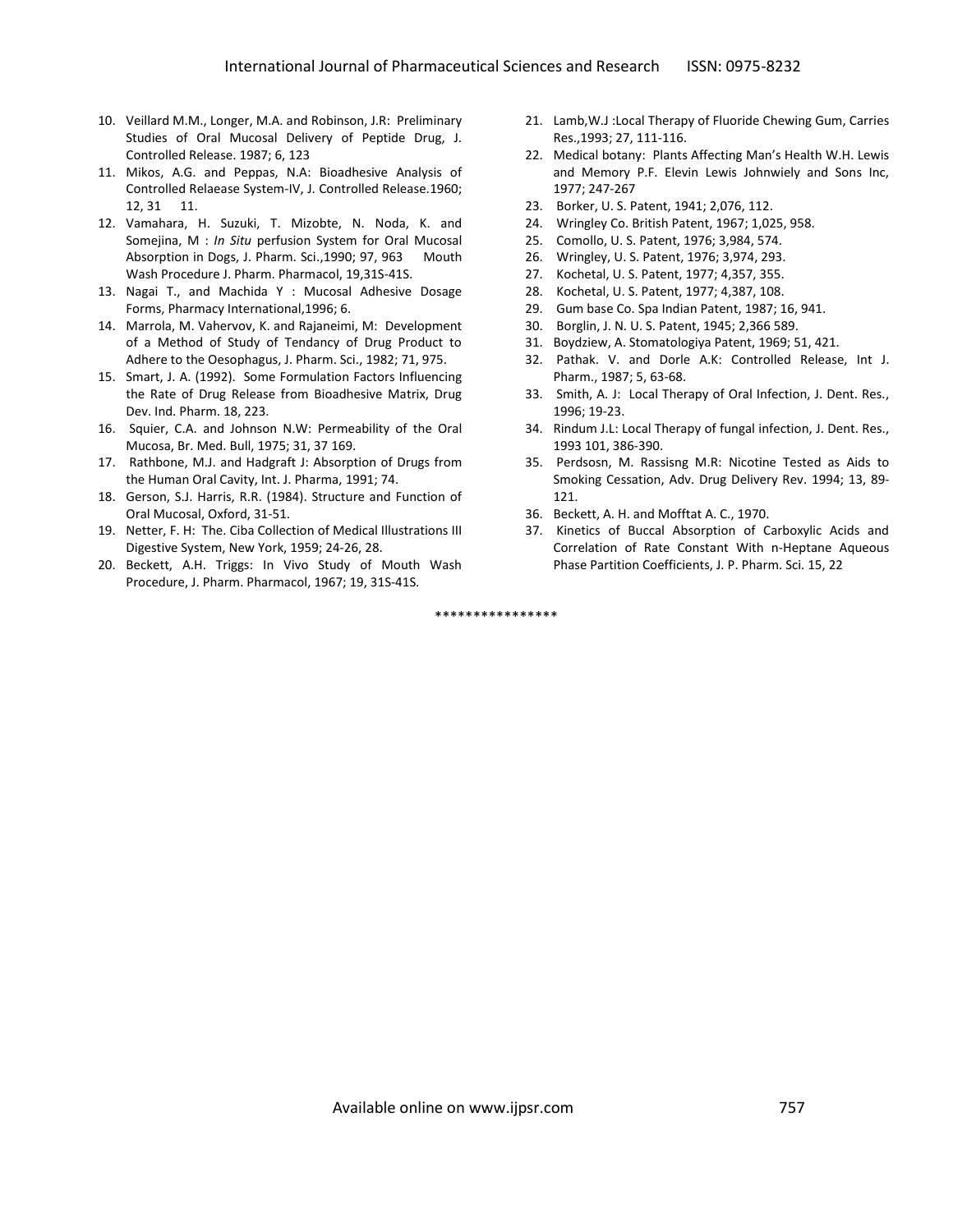10. Veillard M.M., Longer, M.A. and Robinson, J.R: Preliminary Studies of Oral Mucosal Delivery of Peptide Drug, J. Controlled Release. 1987; 6, 123
11. Mikos, A.G. and Peppas, N.A: Bioadhesive Analysis of Controlled Relaease System-IV, J. Controlled Release.1960; 12, 31 11.
12. Vamahara, H. Suzuki, T. Mizobte, N. Noda, K. and Somejina, M : *In Situ* perfusion System for Oral Mucosal Absorption in Dogs, J. Pharm. Sci.,1990; 97, 963 Mouth Wash Procedure J. Pharm. Pharmacol, 19,31S-41S.
13. Nagai T., and Machida Y : Mucosal Adhesive Dosage Forms, Pharmacy International,1996; 6.
14. Marrola, M. Vahervov, K. and Rajaneimi, M: Development of a Method of Study of Tendancy of Drug Product to Adhere to the Oesophagus, J. Pharm. Sci., 1982; 71, 975.
15. Smart, J. A. (1992). Some Formulation Factors Influencing the Rate of Drug Release from Bioadhesive Matrix, Drug Dev. Ind. Pharm. 18, 223.
16. Squier, C.A. and Johnson N.W: Permeability of the Oral Mucosa, Br. Med. Bull, 1975; 31, 37 169.
17. Rathbone, M.J. and Hadgraft J: Absorption of Drugs from the Human Oral Cavity, Int. J. Pharma, 1991; 74.
18. Gerson, S.J. Harris, R.R. (1984). Structure and Function of Oral Mucosal, Oxford, 31-51.
19. Netter, F. H: The. Ciba Collection of Medical Illustrations III Digestive System, New York, 1959; 24-26, 28.
20. Beckett, A.H. Triggs: In Vivo Study of Mouth Wash Procedure, J. Pharm. Pharmacol, 1967; 19, 31S-41S.
21. Lamb,W.J :Local Therapy of Fluoride Chewing Gum, Carries Res.,1993; 27, 111-116.
22. Medical botany: Plants Affecting Man's Health W.H. Lewis and Memory P.F. Elevin Lewis Johnwiely and Sons Inc, 1977; 247-267
23. Borker, U. S. Patent, 1941; 2,076, 112.
24. Wringley Co. British Patent, 1967; 1,025, 958.
25. Comollo, U. S. Patent, 1976; 3,984, 574.
26. Wringley, U. S. Patent, 1976; 3,974, 293.
27. Kochetal, U. S. Patent, 1977; 4,357, 355.
28. Kochetal, U. S. Patent, 1977; 4,387, 108.
29. Gum base Co. Spa Indian Patent, 1987; 16, 941.
30. Borglin, J. N. U. S. Patent, 1945; 2,366 589.
31. Boydziew, A. Stomatologiya Patent, 1969; 51, 421.
32. Pathak. V. and Dorle A.K: Controlled Release, Int J. Pharm., 1987; 5, 63-68.
33. Smith, A. J: Local Therapy of Oral Infection, J. Dent. Res., 1996; 19-23.
34. Rindum J.L: Local Therapy of fungal infection, J. Dent. Res., 1993 101, 386-390.
35. Perdsosn, M. Rassisng M.R: Nicotine Tested as Aids to Smoking Cessation, Adv. Drug Delivery Rev. 1994; 13, 89-121.
36. Beckett, A. H. and Mofftat A. C., 1970.
37. Kinetics of Buccal Absorption of Carboxylic Acids and Correlation of Rate Constant With n-Heptane Aqueous Phase Partition Coefficients, J. P. Pharm. Sci. 15, 22

\*\*\*\*\*\*\*\*\*\*\*\*\*\*\*\*